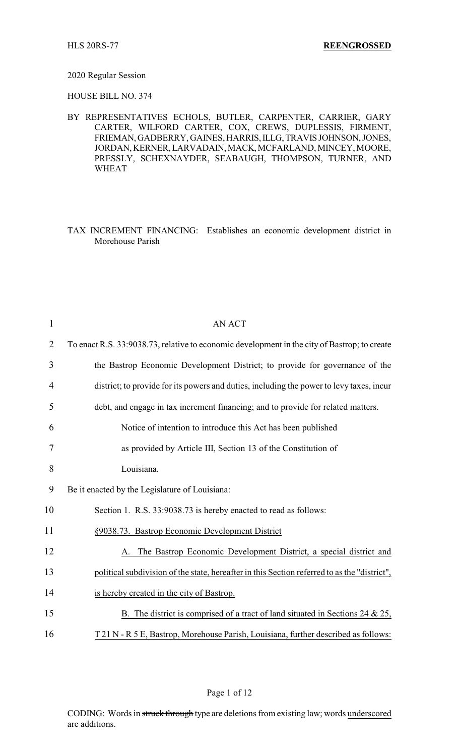HLS 20RS-77 **REENGROSSED**

2020 Regular Session

HOUSE BILL NO. 374

BY REPRESENTATIVES ECHOLS, BUTLER, CARPENTER, CARRIER, GARY CARTER, WILFORD CARTER, COX, CREWS, DUPLESSIS, FIRMENT, FRIEMAN, GADBERRY, GAINES, HARRIS, ILLG, TRAVIS JOHNSON, JONES, JORDAN, KERNER, LARVADAIN, MACK, MCFARLAND, MINCEY, MOORE, PRESSLY, SCHEXNAYDER, SEABAUGH, THOMPSON, TURNER, AND WHEAT

TAX INCREMENT FINANCING: Establishes an economic development district in Morehouse Parish

1 AN ACT

2 To enact R.S. 33:9038.73, relative to economic development in the city of Bastrop; to create

3 the Bastrop Economic Development District; to provide for governance of the

4 district; to provide for its powers and duties, including the power to levy taxes, incur

5 debt, and engage in tax increment financing; and to provide for related matters.

6 Notice of intention to introduce this Act has been published

7 as provided by Article III, Section 13 of the Constitution of

8 Louisiana.

9 Be it enacted by the Legislature of Louisiana:

10 Section 1. R.S. 33:9038.73 is hereby enacted to read as follows:

11 <u>§9038.73. Bastrop Economic Development District</u>

12 <u>A. The Bastrop Economic Development District, a special district and</u>

13 <u>political subdivision of the state, hereafter in this Section referred to as the "district",</u>

14 <u>is hereby created in the city of Bastrop.</u>

15 <u>B. The district is comprised of a tract of land situated in Sections 24 & 25,</u>

16 <u>T 21 N - R 5 E, Bastrop, Morehouse Parish, Louisiana, further described as follows:</u>

CODING: Words in ~~struck through~~ type are deletions from existing law; words <u>underscored</u> are additions.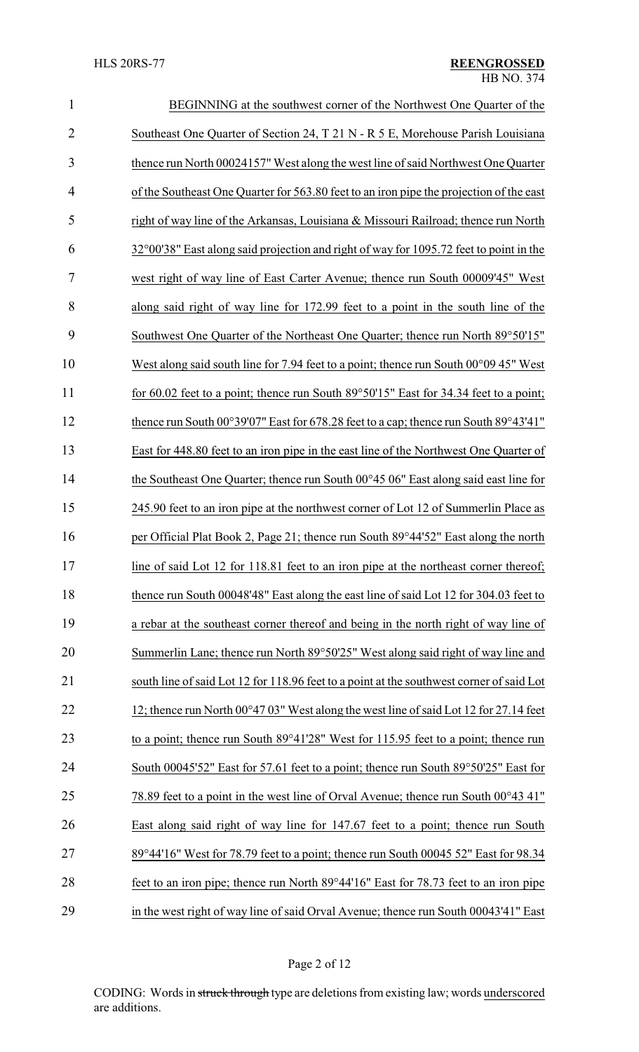BEGINNING at the southwest corner of the Northwest One Quarter of the Southeast One Quarter of Section 24, T 21 N - R 5 E, Morehouse Parish Louisiana thence run North 00024157" West along the west line of said Northwest One Quarter of the Southeast One Quarter for 563.80 feet to an iron pipe the projection of the east right of way line of the Arkansas, Louisiana & Missouri Railroad; thence run North 32°00'38" East along said projection and right of way for 1095.72 feet to point in the west right of way line of East Carter Avenue; thence run South 00009'45" West along said right of way line for 172.99 feet to a point in the south line of the Southwest One Quarter of the Northeast One Quarter; thence run North 89°50'15" West along said south line for 7.94 feet to a point; thence run South 00°09 45" West for 60.02 feet to a point; thence run South 89°50'15" East for 34.34 feet to a point; thence run South 00°39'07" East for 678.28 feet to a cap; thence run South 89°43'41" East for 448.80 feet to an iron pipe in the east line of the Northwest One Quarter of the Southeast One Quarter; thence run South 00°45 06" East along said east line for 245.90 feet to an iron pipe at the northwest corner of Lot 12 of Summerlin Place as per Official Plat Book 2, Page 21; thence run South 89°44'52" East along the north line of said Lot 12 for 118.81 feet to an iron pipe at the northeast corner thereof; thence run South 00048'48" East along the east line of said Lot 12 for 304.03 feet to a rebar at the southeast corner thereof and being in the north right of way line of Summerlin Lane; thence run North 89°50'25" West along said right of way line and south line of said Lot 12 for 118.96 feet to a point at the southwest corner of said Lot 12; thence run North 00°47 03" West along the west line of said Lot 12 for 27.14 feet to a point; thence run South 89°41'28" West for 115.95 feet to a point; thence run South 00045'52" East for 57.61 feet to a point; thence run South 89°50'25" East for 78.89 feet to a point in the west line of Orval Avenue; thence run South 00°43 41" East along said right of way line for 147.67 feet to a point; thence run South 89°44'16" West for 78.79 feet to a point; thence run South 00045 52" East for 98.34 feet to an iron pipe; thence run North 89°44'16" East for 78.73 feet to an iron pipe in the west right of way line of said Orval Avenue; thence run South 00043'41" East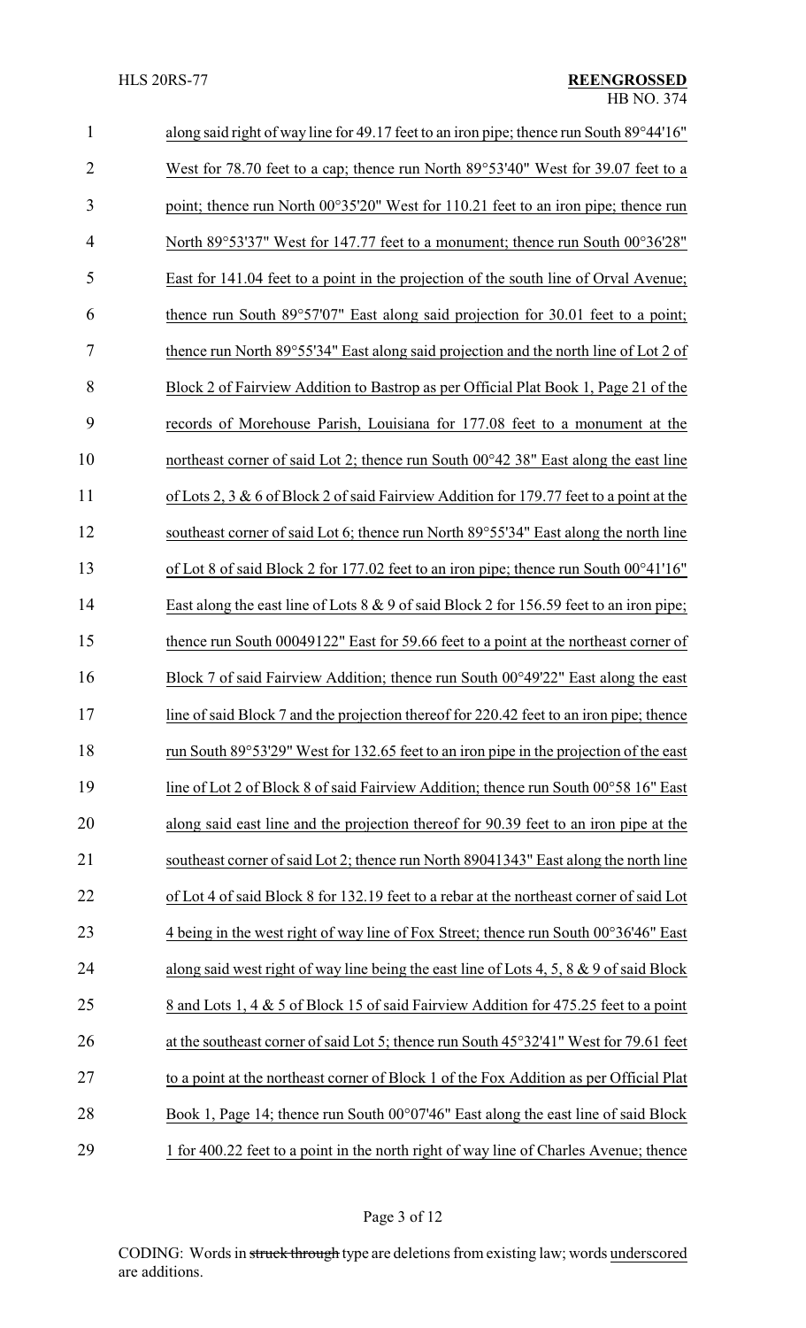along said right of way line for 49.17 feet to an iron pipe; thence run South 89°44'16" West for 78.70 feet to a cap; thence run North 89°53'40" West for 39.07 feet to a point; thence run North 00°35'20" West for 110.21 feet to an iron pipe; thence run North 89°53'37" West for 147.77 feet to a monument; thence run South 00°36'28" East for 141.04 feet to a point in the projection of the south line of Orval Avenue; thence run South 89°57'07" East along said projection for 30.01 feet to a point; thence run North 89°55'34" East along said projection and the north line of Lot 2 of Block 2 of Fairview Addition to Bastrop as per Official Plat Book 1, Page 21 of the records of Morehouse Parish, Louisiana for 177.08 feet to a monument at the northeast corner of said Lot 2; thence run South 00°42 38" East along the east line of Lots 2, 3 & 6 of Block 2 of said Fairview Addition for 179.77 feet to a point at the southeast corner of said Lot 6; thence run North 89°55'34" East along the north line of Lot 8 of said Block 2 for 177.02 feet to an iron pipe; thence run South 00°41'16" East along the east line of Lots 8 & 9 of said Block 2 for 156.59 feet to an iron pipe; thence run South 00049122" East for 59.66 feet to a point at the northeast corner of Block 7 of said Fairview Addition; thence run South 00°49'22" East along the east line of said Block 7 and the projection thereof for 220.42 feet to an iron pipe; thence run South 89°53'29" West for 132.65 feet to an iron pipe in the projection of the east line of Lot 2 of Block 8 of said Fairview Addition; thence run South 00°58 16" East along said east line and the projection thereof for 90.39 feet to an iron pipe at the southeast corner of said Lot 2; thence run North 89041343" East along the north line of Lot 4 of said Block 8 for 132.19 feet to a rebar at the northeast corner of said Lot 4 being in the west right of way line of Fox Street; thence run South 00°36'46" East along said west right of way line being the east line of Lots 4, 5, 8 & 9 of said Block 8 and Lots 1, 4 & 5 of Block 15 of said Fairview Addition for 475.25 feet to a point at the southeast corner of said Lot 5; thence run South 45°32'41" West for 79.61 feet to a point at the northeast corner of Block 1 of the Fox Addition as per Official Plat Book 1, Page 14; thence run South 00°07'46" East along the east line of said Block 1 for 400.22 feet to a point in the north right of way line of Charles Avenue; thence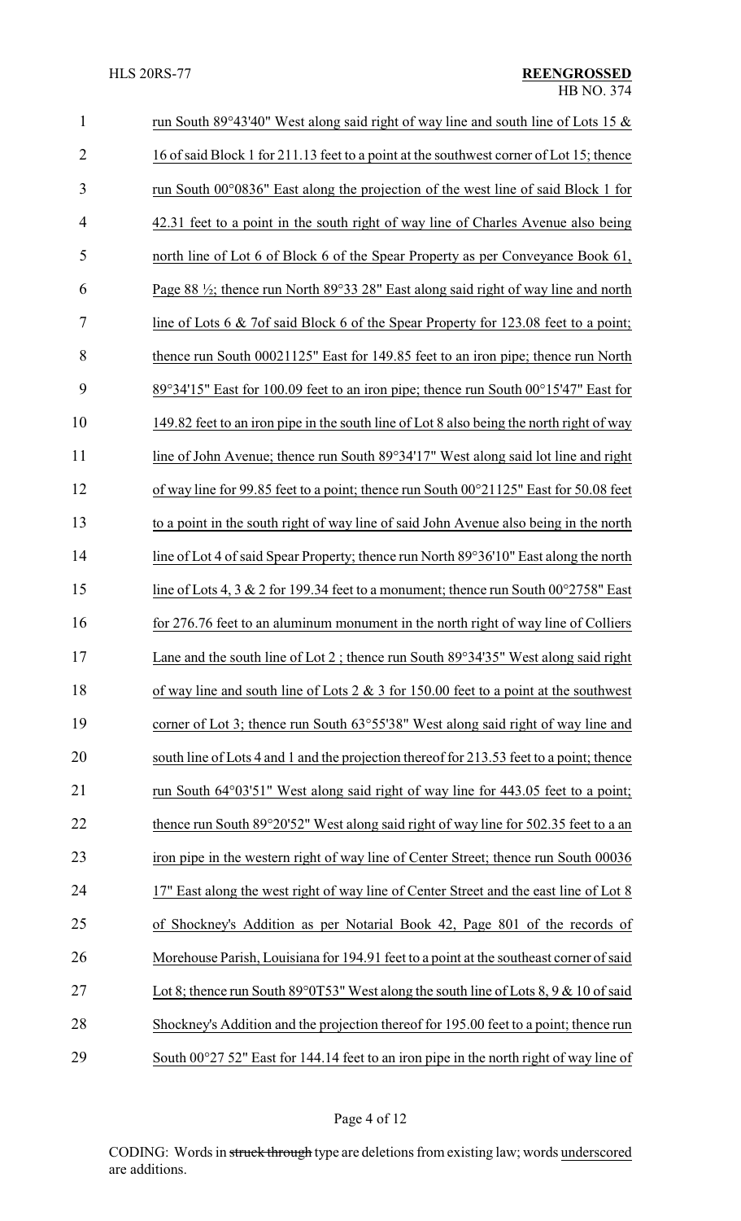run South 89°43'40" West along said right of way line and south line of Lots 15 & 16 of said Block 1 for 211.13 feet to a point at the southwest corner of Lot 15; thence run South 00°0836" East along the projection of the west line of said Block 1 for 42.31 feet to a point in the south right of way line of Charles Avenue also being north line of Lot 6 of Block 6 of the Spear Property as per Conveyance Book 61, Page 88 ½; thence run North 89°33 28" East along said right of way line and north line of Lots 6 & 7of said Block 6 of the Spear Property for 123.08 feet to a point; thence run South 00021125" East for 149.85 feet to an iron pipe; thence run North 89°34'15" East for 100.09 feet to an iron pipe; thence run South 00°15'47" East for 149.82 feet to an iron pipe in the south line of Lot 8 also being the north right of way line of John Avenue; thence run South 89°34'17" West along said lot line and right of way line for 99.85 feet to a point; thence run South 00°21125" East for 50.08 feet to a point in the south right of way line of said John Avenue also being in the north line of Lot 4 of said Spear Property; thence run North 89°36'10" East along the north line of Lots 4, 3 & 2 for 199.34 feet to a monument; thence run South 00°2758" East for 276.76 feet to an aluminum monument in the north right of way line of Colliers Lane and the south line of Lot 2 ; thence run South 89°34'35" West along said right of way line and south line of Lots 2 & 3 for 150.00 feet to a point at the southwest corner of Lot 3; thence run South 63°55'38" West along said right of way line and south line of Lots 4 and 1 and the projection thereof for 213.53 feet to a point; thence run South 64°03'51" West along said right of way line for 443.05 feet to a point; thence run South 89°20'52" West along said right of way line for 502.35 feet to a an iron pipe in the western right of way line of Center Street; thence run South 00036 17" East along the west right of way line of Center Street and the east line of Lot 8 of Shockney's Addition as per Notarial Book 42, Page 801 of the records of Morehouse Parish, Louisiana for 194.91 feet to a point at the southeast corner of said Lot 8; thence run South 89°0T53" West along the south line of Lots 8, 9 & 10 of said Shockney's Addition and the projection thereof for 195.00 feet to a point; thence run South 00°27 52" East for 144.14 feet to an iron pipe in the north right of way line of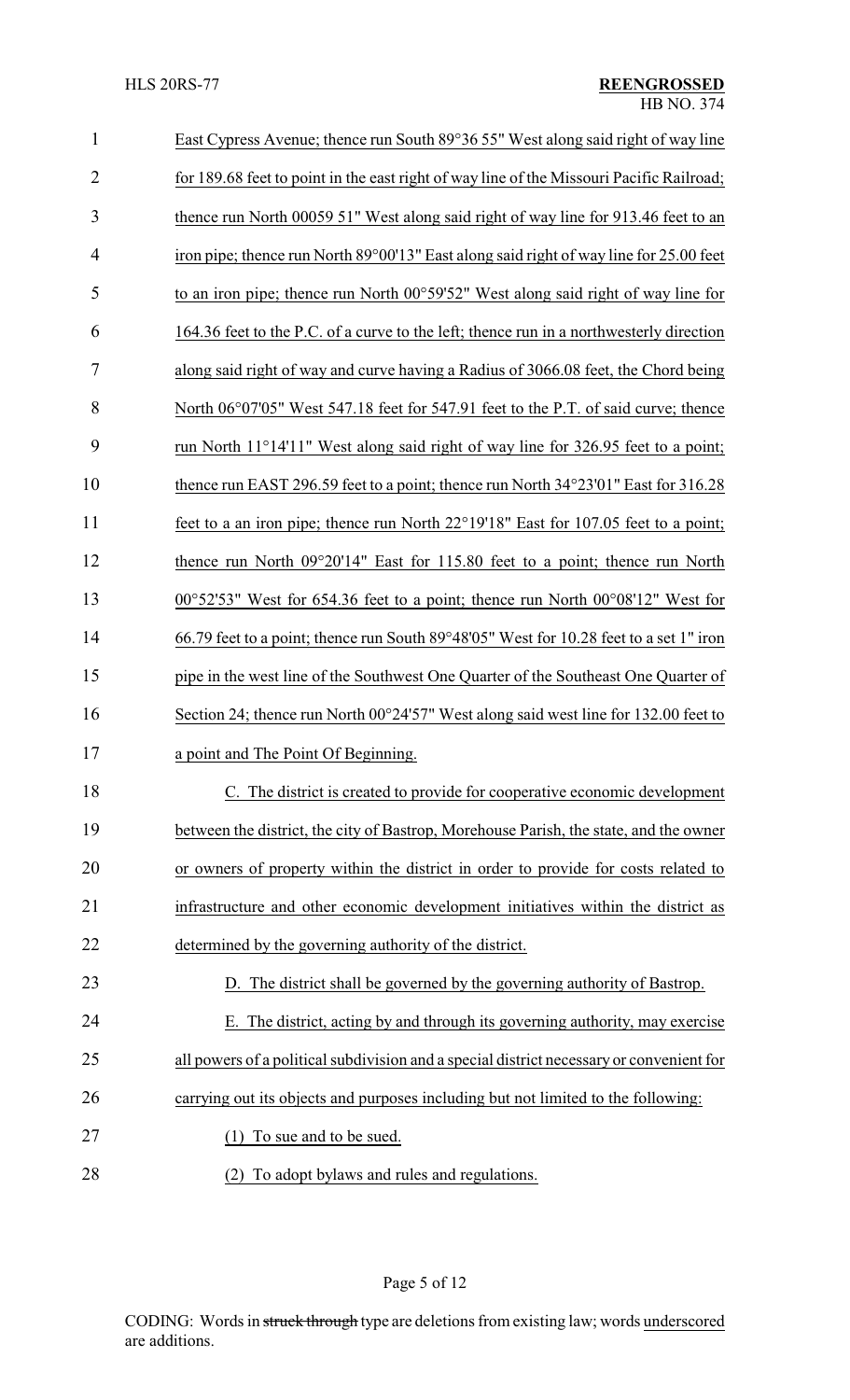East Cypress Avenue; thence run South 89°36 55" West along said right of way line for 189.68 feet to point in the east right of way line of the Missouri Pacific Railroad; thence run North 00059 51" West along said right of way line for 913.46 feet to an iron pipe; thence run North 89°00'13" East along said right of way line for 25.00 feet to an iron pipe; thence run North 00°59'52" West along said right of way line for 164.36 feet to the P.C. of a curve to the left; thence run in a northwesterly direction along said right of way and curve having a Radius of 3066.08 feet, the Chord being North 06°07'05" West 547.18 feet for 547.91 feet to the P.T. of said curve; thence run North 11°14'11" West along said right of way line for 326.95 feet to a point; thence run EAST 296.59 feet to a point; thence run North 34°23'01" East for 316.28 feet to a an iron pipe; thence run North 22°19'18" East for 107.05 feet to a point; thence run North 09°20'14" East for 115.80 feet to a point; thence run North 00°52'53" West for 654.36 feet to a point; thence run North 00°08'12" West for 66.79 feet to a point; thence run South 89°48'05" West for 10.28 feet to a set 1" iron pipe in the west line of the Southwest One Quarter of the Southeast One Quarter of Section 24; thence run North 00°24'57" West along said west line for 132.00 feet to a point and The Point Of Beginning.

C. The district is created to provide for cooperative economic development between the district, the city of Bastrop, Morehouse Parish, the state, and the owner or owners of property within the district in order to provide for costs related to infrastructure and other economic development initiatives within the district as determined by the governing authority of the district.

D. The district shall be governed by the governing authority of Bastrop.

E. The district, acting by and through its governing authority, may exercise all powers of a political subdivision and a special district necessary or convenient for carrying out its objects and purposes including but not limited to the following:

(1) To sue and to be sued.

(2) To adopt bylaws and rules and regulations.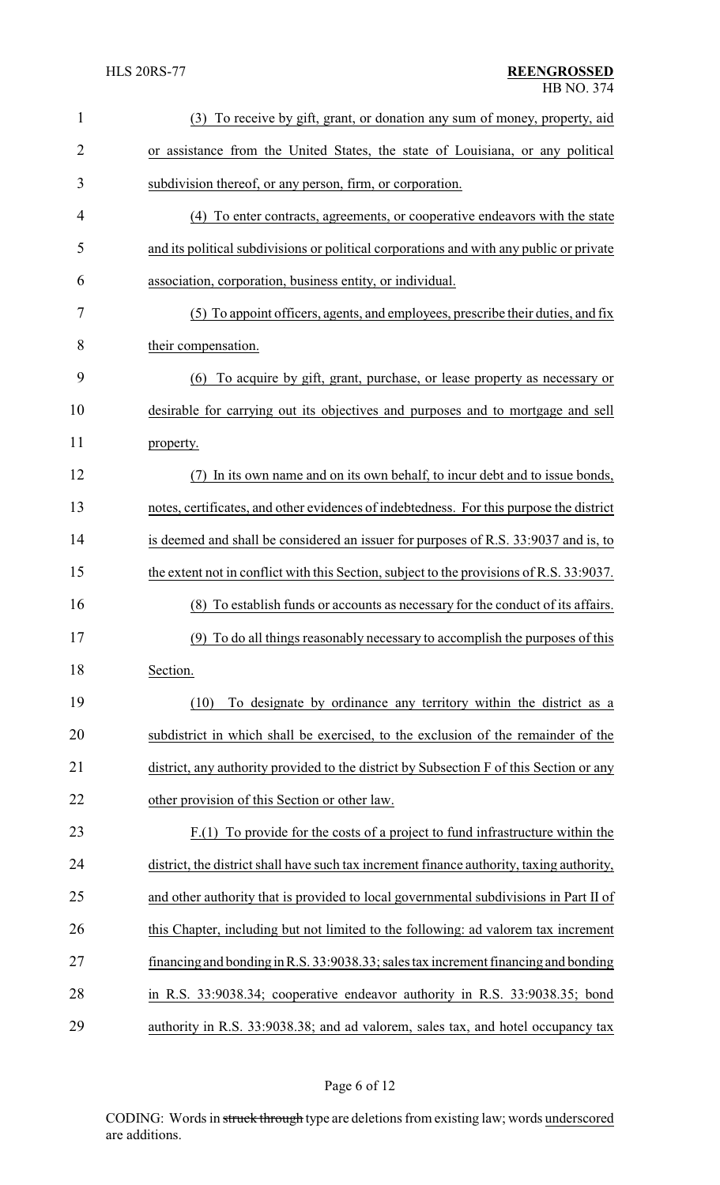(3) To receive by gift, grant, or donation any sum of money, property, aid or assistance from the United States, the state of Louisiana, or any political subdivision thereof, or any person, firm, or corporation.

(4) To enter contracts, agreements, or cooperative endeavors with the state and its political subdivisions or political corporations and with any public or private association, corporation, business entity, or individual.

(5) To appoint officers, agents, and employees, prescribe their duties, and fix their compensation.

(6) To acquire by gift, grant, purchase, or lease property as necessary or desirable for carrying out its objectives and purposes and to mortgage and sell property.

(7) In its own name and on its own behalf, to incur debt and to issue bonds, notes, certificates, and other evidences of indebtedness. For this purpose the district is deemed and shall be considered an issuer for purposes of R.S. 33:9037 and is, to the extent not in conflict with this Section, subject to the provisions of R.S. 33:9037.

(8) To establish funds or accounts as necessary for the conduct of its affairs.

(9) To do all things reasonably necessary to accomplish the purposes of this Section.

(10) To designate by ordinance any territory within the district as a subdistrict in which shall be exercised, to the exclusion of the remainder of the district, any authority provided to the district by Subsection F of this Section or any other provision of this Section or other law.

F.(1) To provide for the costs of a project to fund infrastructure within the district, the district shall have such tax increment finance authority, taxing authority, and other authority that is provided to local governmental subdivisions in Part II of this Chapter, including but not limited to the following: ad valorem tax increment financing and bonding in R.S. 33:9038.33; sales tax increment financing and bonding in R.S. 33:9038.34; cooperative endeavor authority in R.S. 33:9038.35; bond authority in R.S. 33:9038.38; and ad valorem, sales tax, and hotel occupancy tax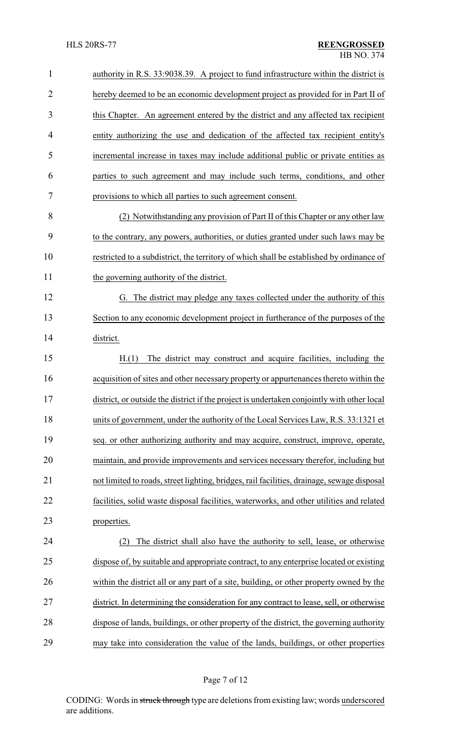authority in R.S. 33:9038.39. A project to fund infrastructure within the district is hereby deemed to be an economic development project as provided for in Part II of this Chapter. An agreement entered by the district and any affected tax recipient entity authorizing the use and dedication of the affected tax recipient entity's incremental increase in taxes may include additional public or private entities as parties to such agreement and may include such terms, conditions, and other provisions to which all parties to such agreement consent.

(2) Notwithstanding any provision of Part II of this Chapter or any other law to the contrary, any powers, authorities, or duties granted under such laws may be restricted to a subdistrict, the territory of which shall be established by ordinance of the governing authority of the district.

G. The district may pledge any taxes collected under the authority of this Section to any economic development project in furtherance of the purposes of the district.

H.(1) The district may construct and acquire facilities, including the acquisition of sites and other necessary property or appurtenances thereto within the district, or outside the district if the project is undertaken conjointly with other local units of government, under the authority of the Local Services Law, R.S. 33:1321 et seq. or other authorizing authority and may acquire, construct, improve, operate, maintain, and provide improvements and services necessary therefor, including but not limited to roads, street lighting, bridges, rail facilities, drainage, sewage disposal facilities, solid waste disposal facilities, waterworks, and other utilities and related properties.

(2) The district shall also have the authority to sell, lease, or otherwise dispose of, by suitable and appropriate contract, to any enterprise located or existing within the district all or any part of a site, building, or other property owned by the district. In determining the consideration for any contract to lease, sell, or otherwise dispose of lands, buildings, or other property of the district, the governing authority may take into consideration the value of the lands, buildings, or other properties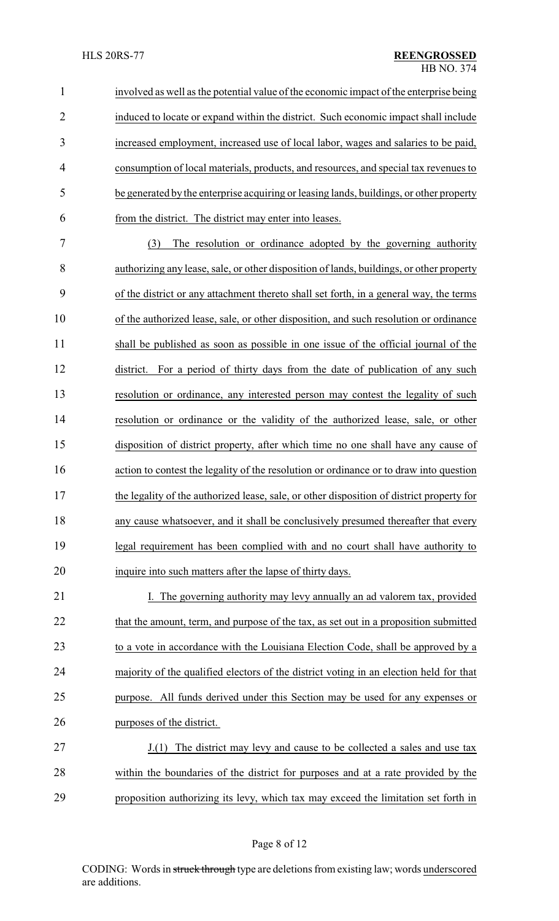involved as well as the potential value of the economic impact of the enterprise being induced to locate or expand within the district. Such economic impact shall include increased employment, increased use of local labor, wages and salaries to be paid, consumption of local materials, products, and resources, and special tax revenues to be generated by the enterprise acquiring or leasing lands, buildings, or other property from the district. The district may enter into leases.

(3) The resolution or ordinance adopted by the governing authority authorizing any lease, sale, or other disposition of lands, buildings, or other property of the district or any attachment thereto shall set forth, in a general way, the terms of the authorized lease, sale, or other disposition, and such resolution or ordinance shall be published as soon as possible in one issue of the official journal of the district. For a period of thirty days from the date of publication of any such resolution or ordinance, any interested person may contest the legality of such resolution or ordinance or the validity of the authorized lease, sale, or other disposition of district property, after which time no one shall have any cause of action to contest the legality of the resolution or ordinance or to draw into question the legality of the authorized lease, sale, or other disposition of district property for any cause whatsoever, and it shall be conclusively presumed thereafter that every legal requirement has been complied with and no court shall have authority to inquire into such matters after the lapse of thirty days.

I. The governing authority may levy annually an ad valorem tax, provided that the amount, term, and purpose of the tax, as set out in a proposition submitted to a vote in accordance with the Louisiana Election Code, shall be approved by a majority of the qualified electors of the district voting in an election held for that purpose. All funds derived under this Section may be used for any expenses or purposes of the district.

J.(1) The district may levy and cause to be collected a sales and use tax within the boundaries of the district for purposes and at a rate provided by the proposition authorizing its levy, which tax may exceed the limitation set forth in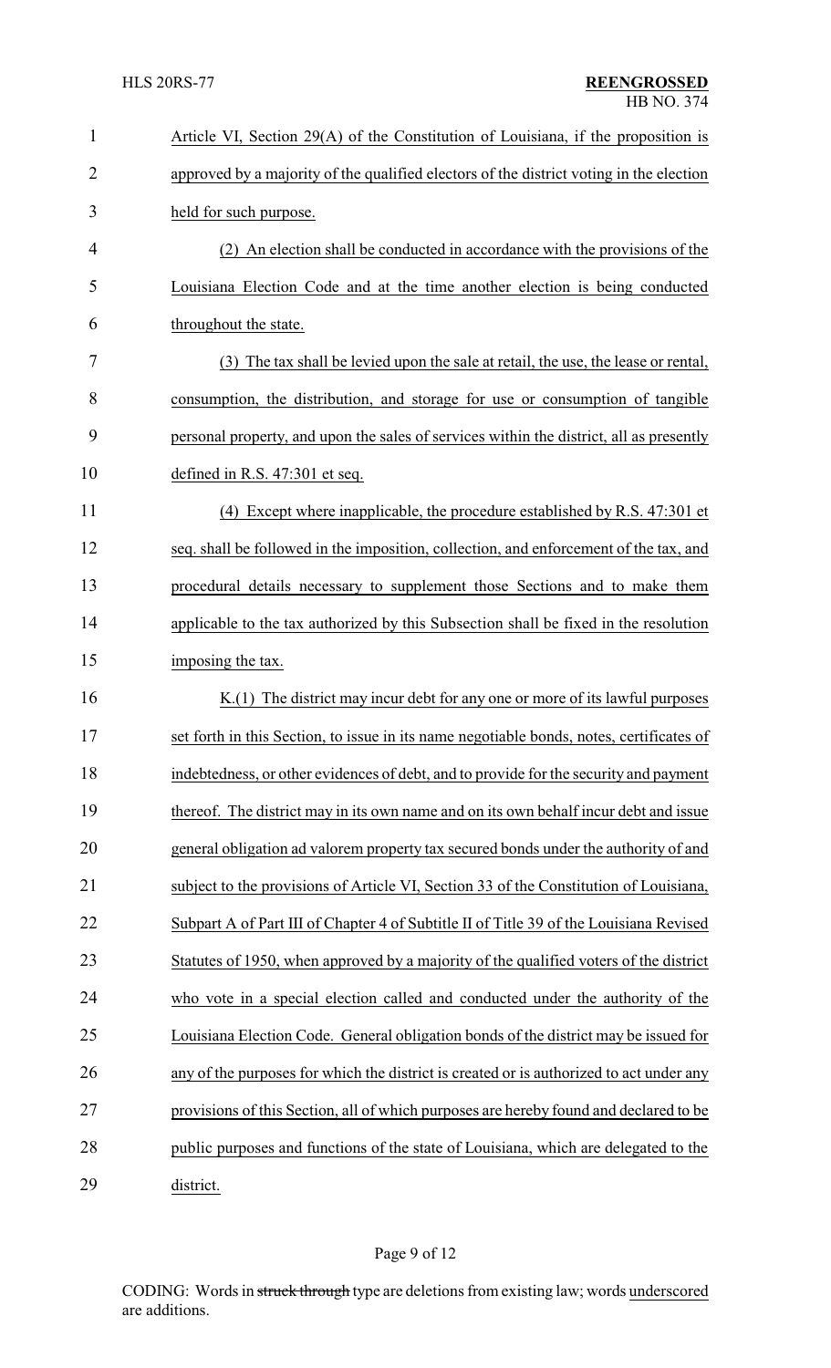Article VI, Section 29(A) of the Constitution of Louisiana, if the proposition is approved by a majority of the qualified electors of the district voting in the election held for such purpose.

(2) An election shall be conducted in accordance with the provisions of the Louisiana Election Code and at the time another election is being conducted throughout the state.

(3) The tax shall be levied upon the sale at retail, the use, the lease or rental, consumption, the distribution, and storage for use or consumption of tangible personal property, and upon the sales of services within the district, all as presently defined in R.S. 47:301 et seq.

(4) Except where inapplicable, the procedure established by R.S. 47:301 et seq. shall be followed in the imposition, collection, and enforcement of the tax, and procedural details necessary to supplement those Sections and to make them applicable to the tax authorized by this Subsection shall be fixed in the resolution imposing the tax.

K.(1) The district may incur debt for any one or more of its lawful purposes set forth in this Section, to issue in its name negotiable bonds, notes, certificates of indebtedness, or other evidences of debt, and to provide for the security and payment thereof. The district may in its own name and on its own behalf incur debt and issue general obligation ad valorem property tax secured bonds under the authority of and subject to the provisions of Article VI, Section 33 of the Constitution of Louisiana, Subpart A of Part III of Chapter 4 of Subtitle II of Title 39 of the Louisiana Revised Statutes of 1950, when approved by a majority of the qualified voters of the district who vote in a special election called and conducted under the authority of the Louisiana Election Code. General obligation bonds of the district may be issued for any of the purposes for which the district is created or is authorized to act under any provisions of this Section, all of which purposes are hereby found and declared to be public purposes and functions of the state of Louisiana, which are delegated to the district.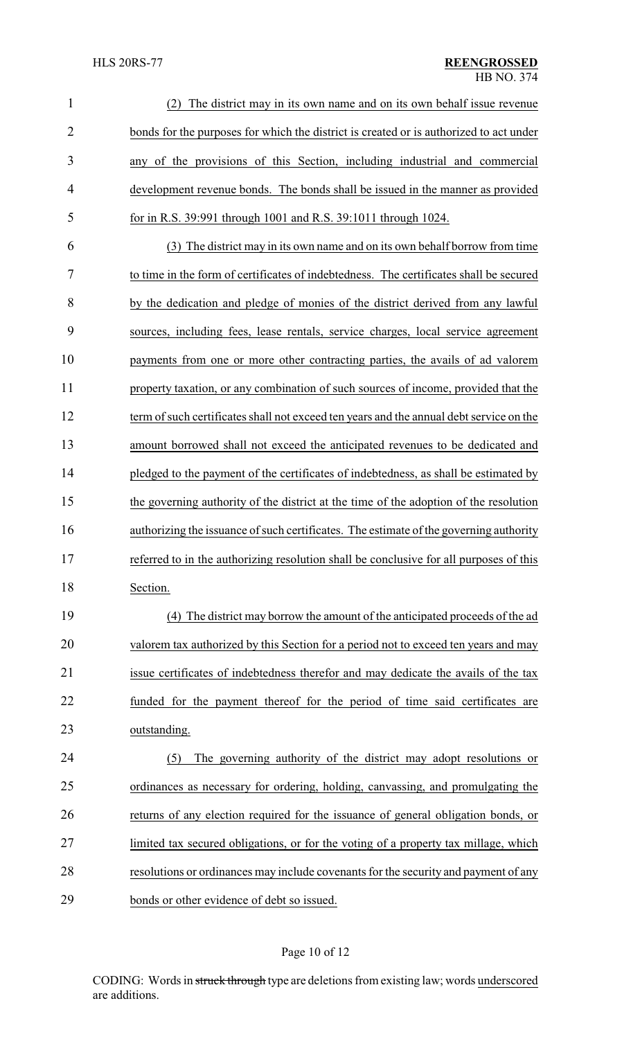(2) The district may in its own name and on its own behalf issue revenue bonds for the purposes for which the district is created or is authorized to act under any of the provisions of this Section, including industrial and commercial development revenue bonds. The bonds shall be issued in the manner as provided for in R.S. 39:991 through 1001 and R.S. 39:1011 through 1024.

(3) The district may in its own name and on its own behalf borrow from time to time in the form of certificates of indebtedness. The certificates shall be secured by the dedication and pledge of monies of the district derived from any lawful sources, including fees, lease rentals, service charges, local service agreement payments from one or more other contracting parties, the avails of ad valorem property taxation, or any combination of such sources of income, provided that the term of such certificates shall not exceed ten years and the annual debt service on the amount borrowed shall not exceed the anticipated revenues to be dedicated and pledged to the payment of the certificates of indebtedness, as shall be estimated by the governing authority of the district at the time of the adoption of the resolution authorizing the issuance of such certificates. The estimate of the governing authority referred to in the authorizing resolution shall be conclusive for all purposes of this Section.

(4) The district may borrow the amount of the anticipated proceeds of the ad valorem tax authorized by this Section for a period not to exceed ten years and may issue certificates of indebtedness therefor and may dedicate the avails of the tax funded for the payment thereof for the period of time said certificates are outstanding.

(5) The governing authority of the district may adopt resolutions or ordinances as necessary for ordering, holding, canvassing, and promulgating the returns of any election required for the issuance of general obligation bonds, or limited tax secured obligations, or for the voting of a property tax millage, which resolutions or ordinances may include covenants for the security and payment of any bonds or other evidence of debt so issued.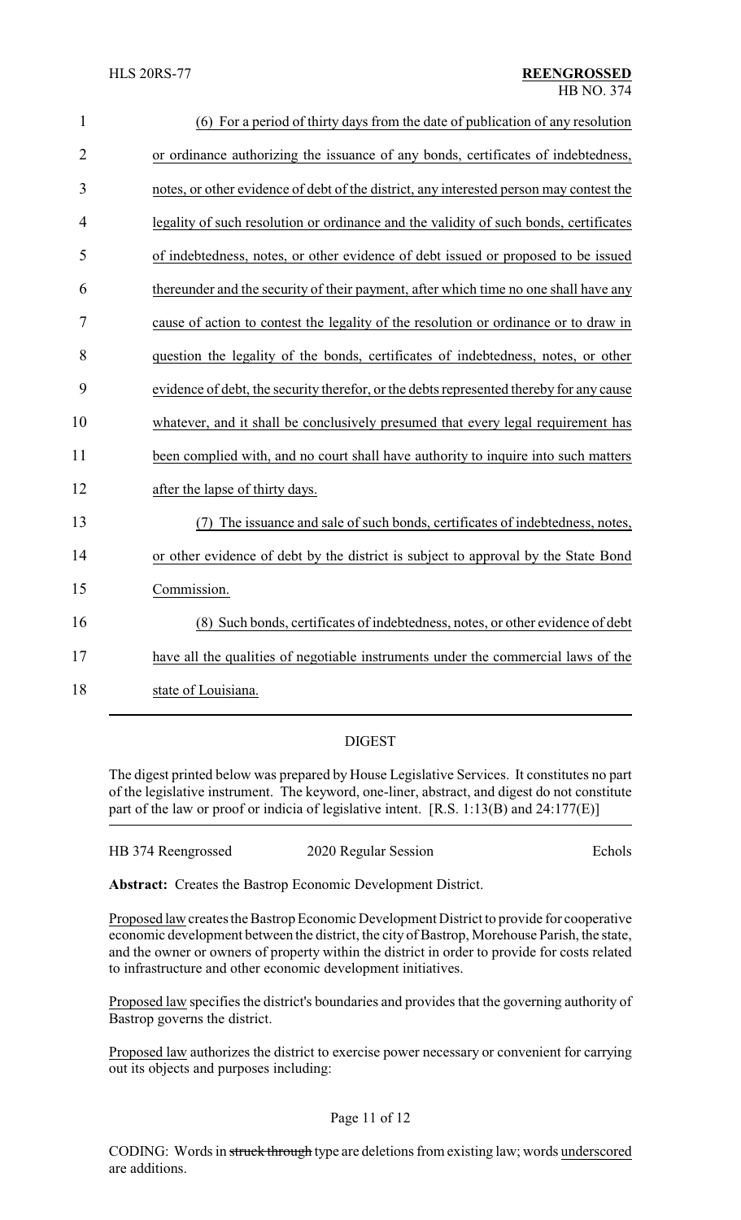(6) For a period of thirty days from the date of publication of any resolution or ordinance authorizing the issuance of any bonds, certificates of indebtedness, notes, or other evidence of debt of the district, any interested person may contest the legality of such resolution or ordinance and the validity of such bonds, certificates of indebtedness, notes, or other evidence of debt issued or proposed to be issued thereunder and the security of their payment, after which time no one shall have any cause of action to contest the legality of the resolution or ordinance or to draw in question the legality of the bonds, certificates of indebtedness, notes, or other evidence of debt, the security therefor, or the debts represented thereby for any cause whatever, and it shall be conclusively presumed that every legal requirement has been complied with, and no court shall have authority to inquire into such matters after the lapse of thirty days.

(7) The issuance and sale of such bonds, certificates of indebtedness, notes, or other evidence of debt by the district is subject to approval by the State Bond Commission.

(8) Such bonds, certificates of indebtedness, notes, or other evidence of debt have all the qualities of negotiable instruments under the commercial laws of the state of Louisiana.

## DIGEST

The digest printed below was prepared by House Legislative Services. It constitutes no part of the legislative instrument. The keyword, one-liner, abstract, and digest do not constitute part of the law or proof or indicia of legislative intent. [R.S. 1:13(B) and 24:177(E)]

HB 374 Reengrossed — 2020 Regular Session — Echols

**Abstract:** Creates the Bastrop Economic Development District.

Proposed law creates the Bastrop Economic Development District to provide for cooperative economic development between the district, the city of Bastrop, Morehouse Parish, the state, and the owner or owners of property within the district in order to provide for costs related to infrastructure and other economic development initiatives.

Proposed law specifies the district's boundaries and provides that the governing authority of Bastrop governs the district.

Proposed law authorizes the district to exercise power necessary or convenient for carrying out its objects and purposes including:

CODING: Words in ~~struck through~~ type are deletions from existing law; words underscored are additions.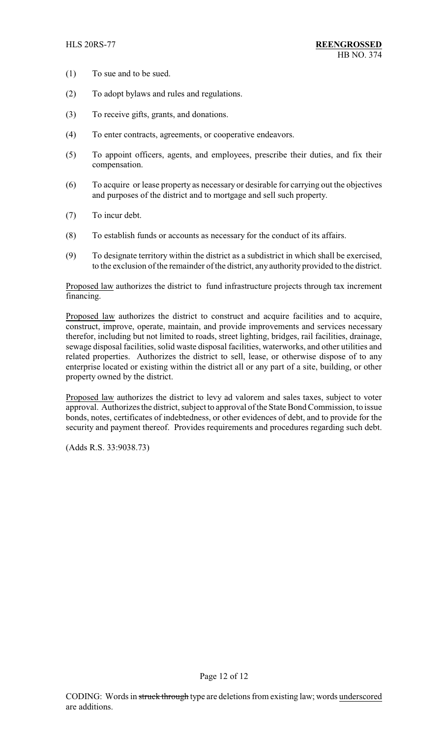(1) To sue and to be sued.

(2) To adopt bylaws and rules and regulations.

(3) To receive gifts, grants, and donations.

(4) To enter contracts, agreements, or cooperative endeavors.

(5) To appoint officers, agents, and employees, prescribe their duties, and fix their compensation.

(6) To acquire or lease property as necessary or desirable for carrying out the objectives and purposes of the district and to mortgage and sell such property.

(7) To incur debt.

(8) To establish funds or accounts as necessary for the conduct of its affairs.

(9) To designate territory within the district as a subdistrict in which shall be exercised, to the exclusion of the remainder of the district, any authority provided to the district.

Proposed law authorizes the district to fund infrastructure projects through tax increment financing.

Proposed law authorizes the district to construct and acquire facilities and to acquire, construct, improve, operate, maintain, and provide improvements and services necessary therefor, including but not limited to roads, street lighting, bridges, rail facilities, drainage, sewage disposal facilities, solid waste disposal facilities, waterworks, and other utilities and related properties. Authorizes the district to sell, lease, or otherwise dispose of to any enterprise located or existing within the district all or any part of a site, building, or other property owned by the district.

Proposed law authorizes the district to levy ad valorem and sales taxes, subject to voter approval. Authorizes the district, subject to approval of the State Bond Commission, to issue bonds, notes, certificates of indebtedness, or other evidences of debt, and to provide for the security and payment thereof. Provides requirements and procedures regarding such debt.

(Adds R.S. 33:9038.73)

CODING: Words in ~~struck through~~ type are deletions from existing law; words underscored are additions.